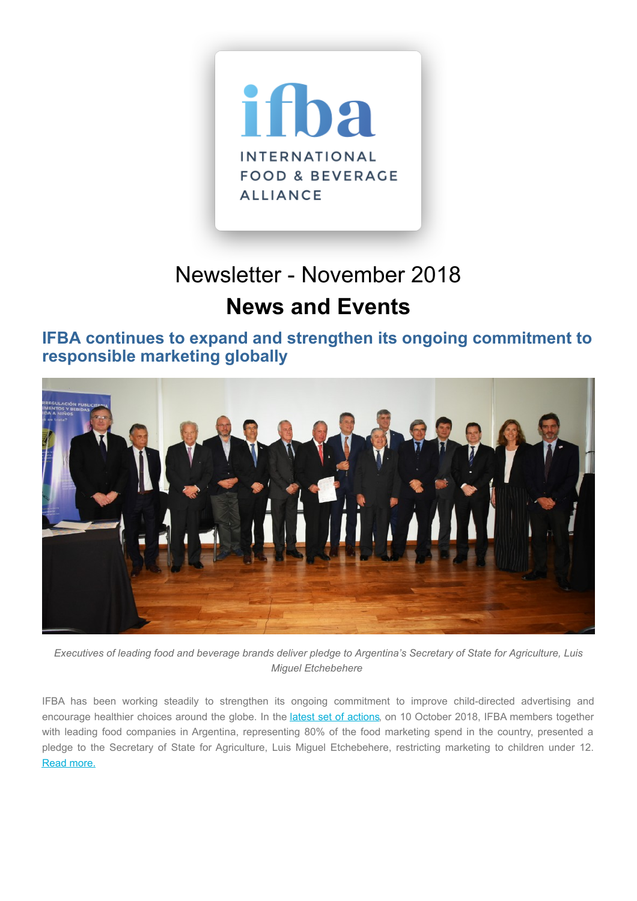# Newsletter - November 2018

## News and Events

### IFBA continues to expand and strengthen its ongoing commitment to responsible marketing globally

*Executives of leading food and beverage brands deliver pledge to Argentina's Secretary of State for Agriculture, Luis Miguel Etchebehere*

IFBA has been working steadily to strengthen its ongoing commitment to improve child-directed advertising and encourage healthier choices around the globe. In the latest set of actions, on 10 October 2018, IFBA members together with leading food companies in Argentina, representing 80% of the food marketing spend in the country, presented a pledge to the Secretary of State for Agriculture, Luis Miguel Etchebehere, restricting marketing to children under 12. Read more.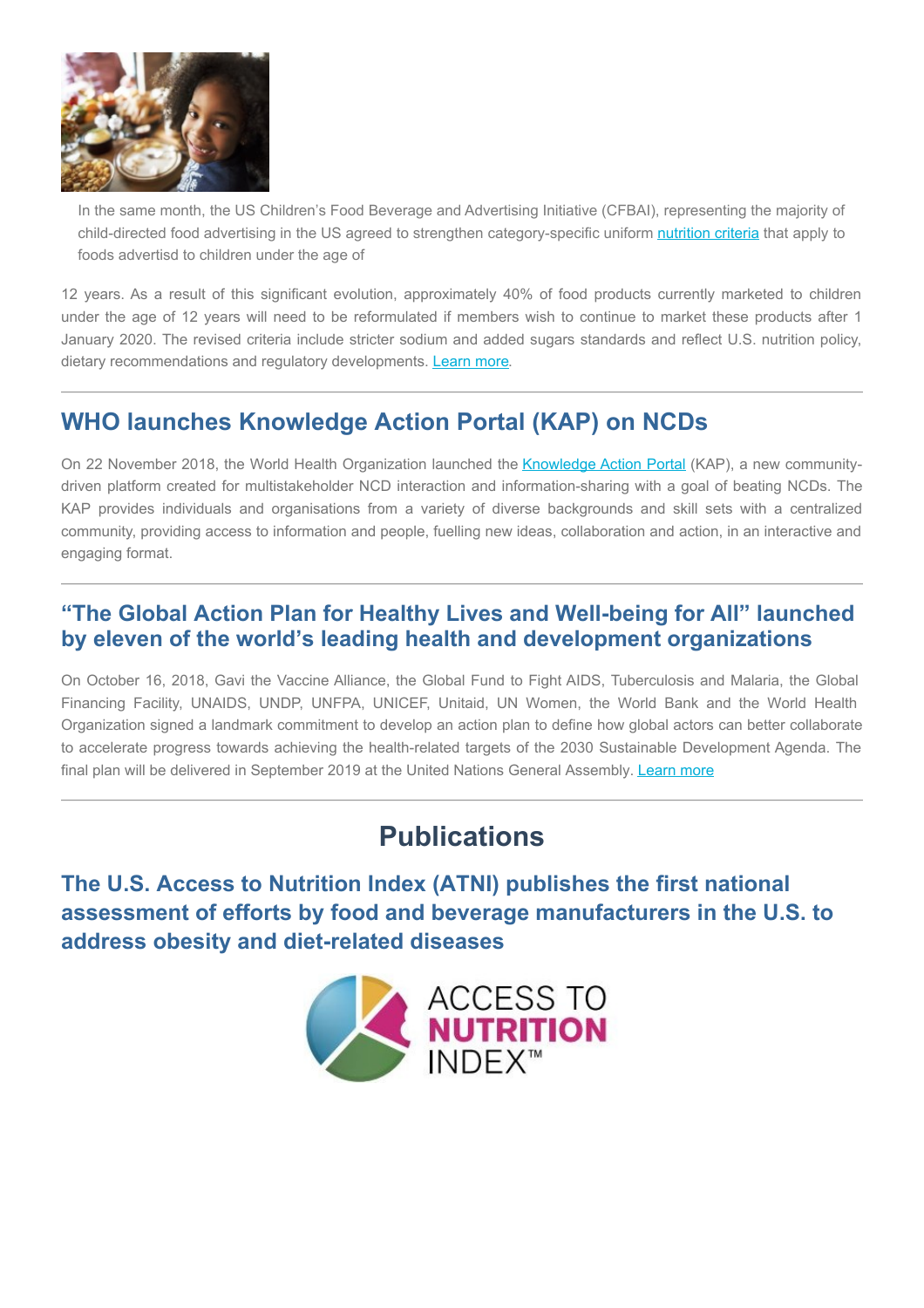In the same month, the US Children's Food Beverage and Advertising Initiative (CFBAI), representing the majority of child-directed food advertising in the US agreed to strengthen category-specific uniform nutrition criteria that apply to foods advertisd to children under the age of

12 years. As a result of this significant evolution, approximately 40% of food products currently marketed to children under the age of 12 years will need to be reformulated if members wish to continue to market these products after 1 January 2020. The revised criteria include stricter sodium and added sugars standards and reflect U.S. nutrition policy, dietary recommendations and regulatory developments. Learn more.

---

## WHO launches Knowledge Action Portal (KAP) on NCDs

On 22 November 2018, the World Health Organization launched the Knowledge Action Portal (KAP), a new community-driven platform created for multistakeholder NCD interaction and information-sharing with a goal of beating NCDs. The KAP provides individuals and organisations from a variety of diverse backgrounds and skill sets with a centralized community, providing access to information and people, fuelling new ideas, collaboration and action, in an interactive and engaging format.

---

## "The Global Action Plan for Healthy Lives and Well-being for All" launched by eleven of the world's leading health and development organizations

On October 16, 2018, Gavi the Vaccine Alliance, the Global Fund to Fight AIDS, Tuberculosis and Malaria, the Global Financing Facility, UNAIDS, UNDP, UNFPA, UNICEF, Unitaid, UN Women, the World Bank and the World Health Organization signed a landmark commitment to develop an action plan to define how global actors can better collaborate to accelerate progress towards achieving the health-related targets of the 2030 Sustainable Development Agenda. The final plan will be delivered in September 2019 at the United Nations General Assembly. Learn more

---

# Publications

## The U.S. Access to Nutrition Index (ATNI) publishes the first national assessment of efforts by food and beverage manufacturers in the U.S. to address obesity and diet-related diseases

ACCESS TO NUTRITION INDEX™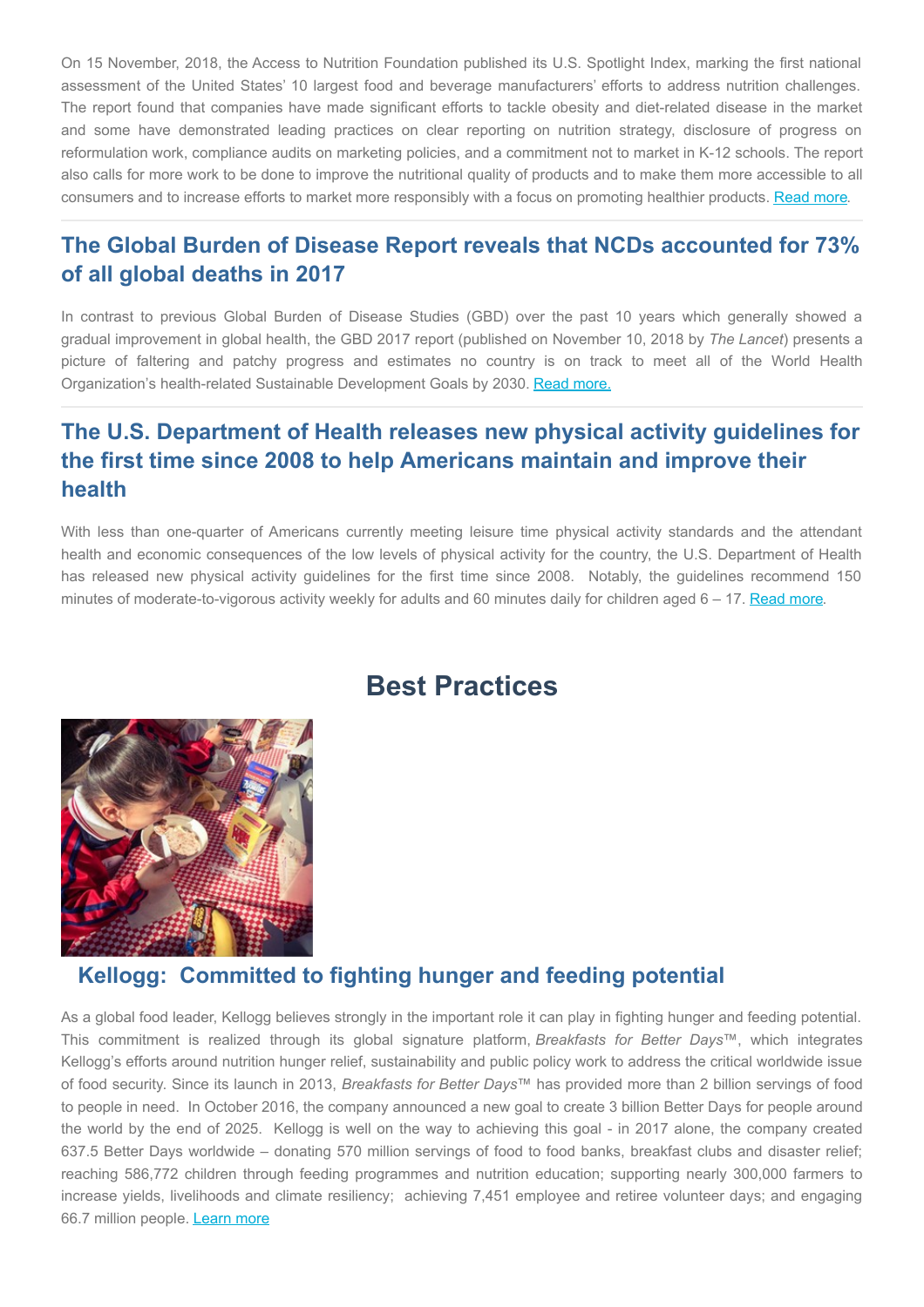On 15 November, 2018, the Access to Nutrition Foundation published its U.S. Spotlight Index, marking the first national assessment of the United States' 10 largest food and beverage manufacturers' efforts to address nutrition challenges. The report found that companies have made significant efforts to tackle obesity and diet-related disease in the market and some have demonstrated leading practices on clear reporting on nutrition strategy, disclosure of progress on reformulation work, compliance audits on marketing policies, and a commitment not to market in K-12 schools. The report also calls for more work to be done to improve the nutritional quality of products and to make them more accessible to all consumers and to increase efforts to market more responsibly with a focus on promoting healthier products. Read more.

## The Global Burden of Disease Report reveals that NCDs accounted for 73% of all global deaths in 2017

In contrast to previous Global Burden of Disease Studies (GBD) over the past 10 years which generally showed a gradual improvement in global health, the GBD 2017 report (published on November 10, 2018 by *The Lancet*) presents a picture of faltering and patchy progress and estimates no country is on track to meet all of the World Health Organization's health-related Sustainable Development Goals by 2030. Read more.

## The U.S. Department of Health releases new physical activity guidelines for the first time since 2008 to help Americans maintain and improve their health

With less than one-quarter of Americans currently meeting leisure time physical activity standards and the attendant health and economic consequences of the low levels of physical activity for the country, the U.S. Department of Health has released new physical activity guidelines for the first time since 2008. Notably, the guidelines recommend 150 minutes of moderate-to-vigorous activity weekly for adults and 60 minutes daily for children aged 6 – 17. Read more.

# Best Practices

## Kellogg: Committed to fighting hunger and feeding potential

As a global food leader, Kellogg believes strongly in the important role it can play in fighting hunger and feeding potential. This commitment is realized through its global signature platform, *Breakfasts for Better Days*™, which integrates Kellogg's efforts around nutrition hunger relief, sustainability and public policy work to address the critical worldwide issue of food security. Since its launch in 2013, *Breakfasts for Better Days*™ has provided more than 2 billion servings of food to people in need. In October 2016, the company announced a new goal to create 3 billion Better Days for people around the world by the end of 2025. Kellogg is well on the way to achieving this goal - in 2017 alone, the company created 637.5 Better Days worldwide – donating 570 million servings of food to food banks, breakfast clubs and disaster relief; reaching 586,772 children through feeding programmes and nutrition education; supporting nearly 300,000 farmers to increase yields, livelihoods and climate resiliency; achieving 7,451 employee and retiree volunteer days; and engaging 66.7 million people. Learn more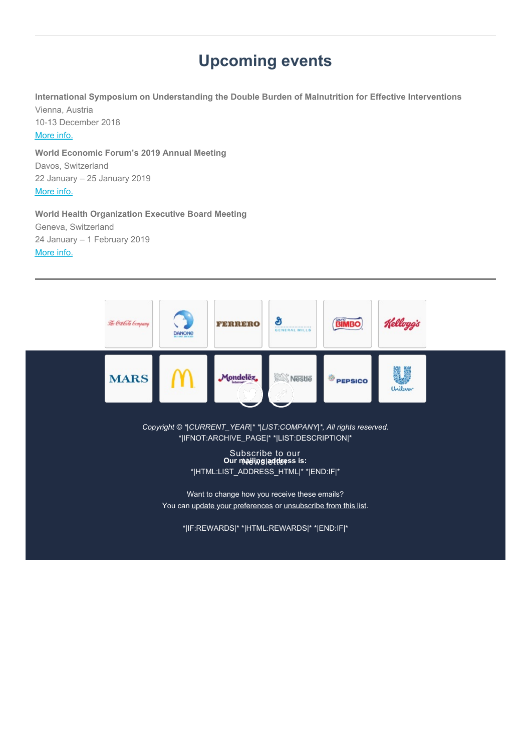# Upcoming events

**International Symposium on Understanding the Double Burden of Malnutrition for Effective Interventions**
Vienna, Austria
10-13 December 2018
More info.

**World Economic Forum's 2019 Annual Meeting**
Davos, Switzerland
22 January – 25 January 2019
More info.

**World Health Organization Executive Board Meeting**
Geneva, Switzerland
24 January – 1 February 2019
More info.

---

*Copyright © *|CURRENT_YEAR|* *|LIST:COMPANY|*, All rights reserved.*
*|IFNOT:ARCHIVE_PAGE|* *|LIST:DESCRIPTION|*

Subscribe to our Newsletter

**Our mailing address is:**
*|HTML:LIST_ADDRESS_HTML|* *|END:IF|*

Want to change how you receive these emails?
You can update your preferences or unsubscribe from this list.

*|IF:REWARDS|* *|HTML:REWARDS|* *|END:IF|*